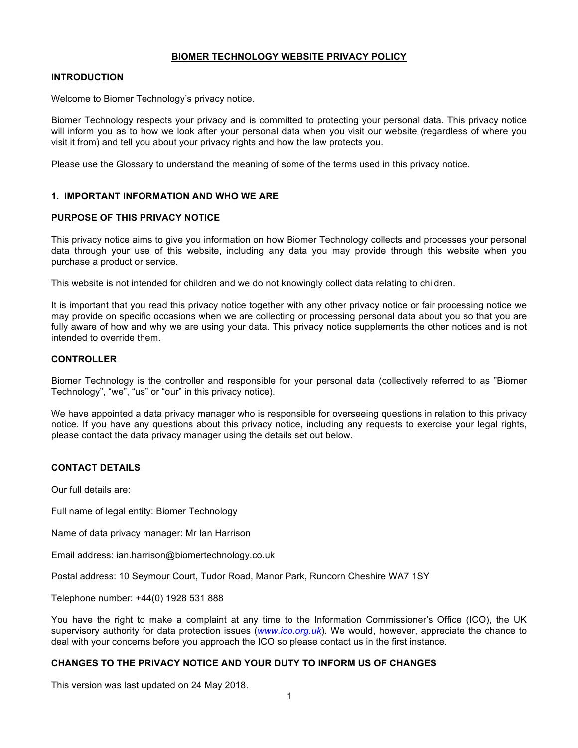# BIOMER TECHNOLOGY WEBSITE PRIVACY POLICY

## INTRODUCTION

Welcome to Biomer Technology's privacy notice.

Biomer Technology respects your privacy and is committed to protecting your personal data. This privacy notice will inform you as to how we look after your personal data when you visit our website (regardless of where you visit it from) and tell you about your privacy rights and how the law protects you.

Please use the Glossary to understand the meaning of some of the terms used in this privacy notice.

## 1. IMPORTANT INFORMATION AND WHO WE ARE

### PURPOSE OF THIS PRIVACY NOTICE

This privacy notice aims to give you information on how Biomer Technology collects and processes your personal data through your use of this website, including any data you may provide through this website when you purchase a product or service.

This website is not intended for children and we do not knowingly collect data relating to children.

It is important that you read this privacy notice together with any other privacy notice or fair processing notice we may provide on specific occasions when we are collecting or processing personal data about you so that you are fully aware of how and why we are using your data. This privacy notice supplements the other notices and is not intended to override them.

### CONTROLLER

Biomer Technology is the controller and responsible for your personal data (collectively referred to as "Biomer Technology", "we", "us" or "our" in this privacy notice).

We have appointed a data privacy manager who is responsible for overseeing questions in relation to this privacy notice. If you have any questions about this privacy notice, including any requests to exercise your legal rights, please contact the data privacy manager using the details set out below.

### CONTACT DETAILS

Our full details are:

Full name of legal entity: Biomer Technology

Name of data privacy manager: Mr Ian Harrison

Email address: ian.harrison@biomertechnology.co.uk

Postal address: 10 Seymour Court, Tudor Road, Manor Park, Runcorn Cheshire WA7 1SY

Telephone number: +44(0) 1928 531 888

You have the right to make a complaint at any time to the Information Commissioner's Office (ICO), the UK supervisory authority for data protection issues (*www.ico.org.uk*). We would, however, appreciate the chance to deal with your concerns before you approach the ICO so please contact us in the first instance.

### CHANGES TO THE PRIVACY NOTICE AND YOUR DUTY TO INFORM US OF CHANGES

This version was last updated on 24 May 2018.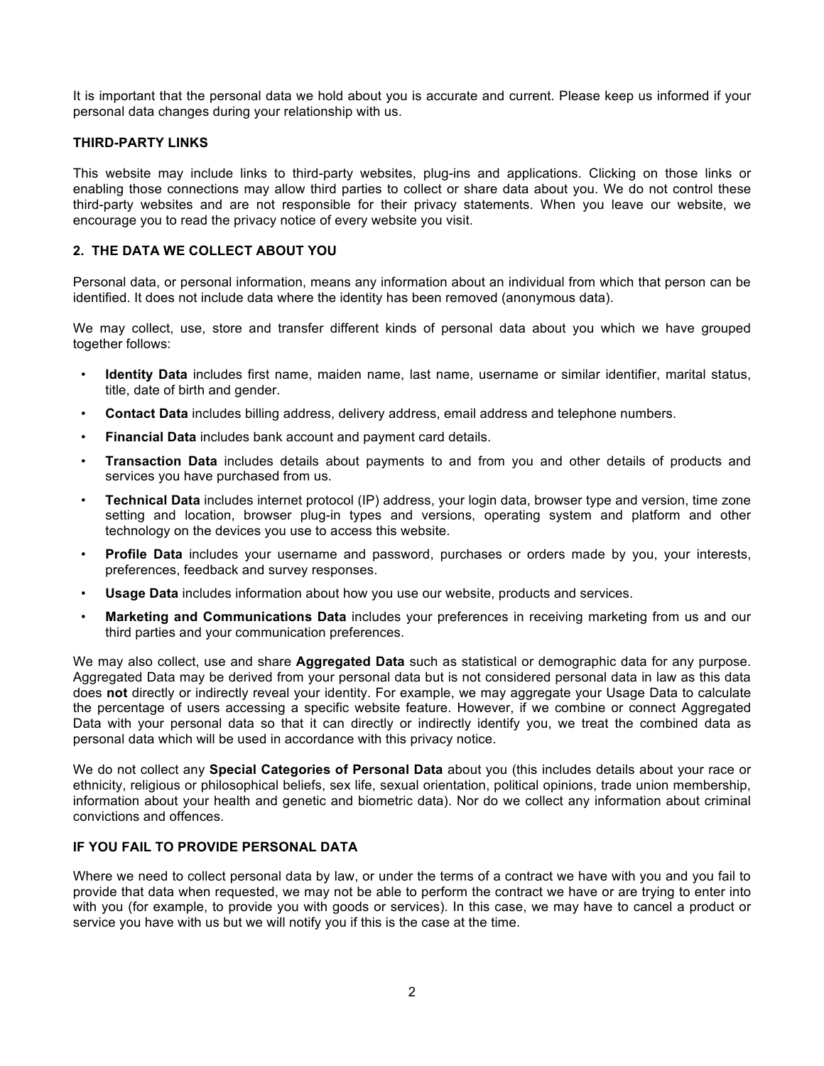It is important that the personal data we hold about you is accurate and current. Please keep us informed if your personal data changes during your relationship with us.

**THIRD-PARTY LINKS**

This website may include links to third-party websites, plug-ins and applications. Clicking on those links or enabling those connections may allow third parties to collect or share data about you. We do not control these third-party websites and are not responsible for their privacy statements. When you leave our website, we encourage you to read the privacy notice of every website you visit.

## 2. THE DATA WE COLLECT ABOUT YOU

Personal data, or personal information, means any information about an individual from which that person can be identified. It does not include data where the identity has been removed (anonymous data).

We may collect, use, store and transfer different kinds of personal data about you which we have grouped together follows:

- **Identity Data** includes first name, maiden name, last name, username or similar identifier, marital status, title, date of birth and gender.
- **Contact Data** includes billing address, delivery address, email address and telephone numbers.
- **Financial Data** includes bank account and payment card details.
- **Transaction Data** includes details about payments to and from you and other details of products and services you have purchased from us.
- **Technical Data** includes internet protocol (IP) address, your login data, browser type and version, time zone setting and location, browser plug-in types and versions, operating system and platform and other technology on the devices you use to access this website.
- **Profile Data** includes your username and password, purchases or orders made by you, your interests, preferences, feedback and survey responses.
- **Usage Data** includes information about how you use our website, products and services.
- **Marketing and Communications Data** includes your preferences in receiving marketing from us and our third parties and your communication preferences.

We may also collect, use and share **Aggregated Data** such as statistical or demographic data for any purpose. Aggregated Data may be derived from your personal data but is not considered personal data in law as this data does **not** directly or indirectly reveal your identity. For example, we may aggregate your Usage Data to calculate the percentage of users accessing a specific website feature. However, if we combine or connect Aggregated Data with your personal data so that it can directly or indirectly identify you, we treat the combined data as personal data which will be used in accordance with this privacy notice.

We do not collect any **Special Categories of Personal Data** about you (this includes details about your race or ethnicity, religious or philosophical beliefs, sex life, sexual orientation, political opinions, trade union membership, information about your health and genetic and biometric data). Nor do we collect any information about criminal convictions and offences.

**IF YOU FAIL TO PROVIDE PERSONAL DATA**

Where we need to collect personal data by law, or under the terms of a contract we have with you and you fail to provide that data when requested, we may not be able to perform the contract we have or are trying to enter into with you (for example, to provide you with goods or services). In this case, we may have to cancel a product or service you have with us but we will notify you if this is the case at the time.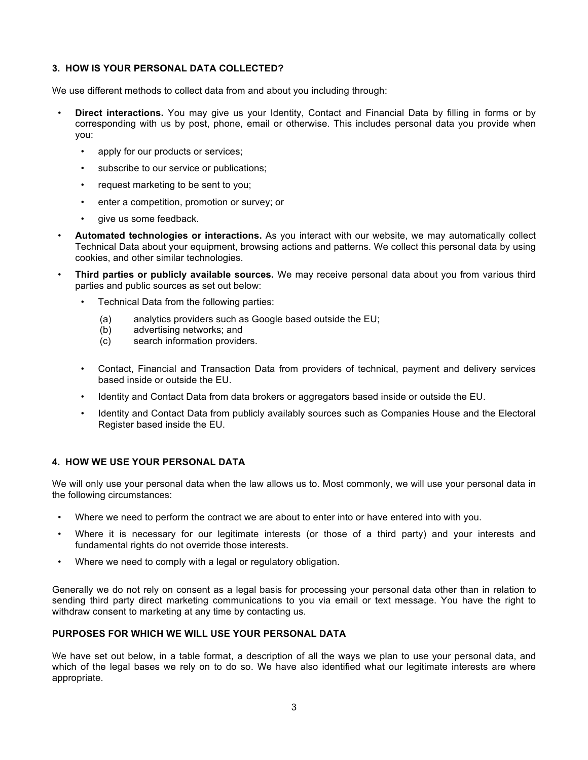### 3. HOW IS YOUR PERSONAL DATA COLLECTED?

We use different methods to collect data from and about you including through:

- **Direct interactions.** You may give us your Identity, Contact and Financial Data by filling in forms or by corresponding with us by post, phone, email or otherwise. This includes personal data you provide when you:
  - apply for our products or services;
  - subscribe to our service or publications;
  - request marketing to be sent to you;
  - enter a competition, promotion or survey; or
  - give us some feedback.
- **Automated technologies or interactions.** As you interact with our website, we may automatically collect Technical Data about your equipment, browsing actions and patterns. We collect this personal data by using cookies, and other similar technologies.
- **Third parties or publicly available sources.** We may receive personal data about you from various third parties and public sources as set out below:
  - Technical Data from the following parties:
    - (a) analytics providers such as Google based outside the EU;
    - (b) advertising networks; and
    - (c) search information providers.
  - Contact, Financial and Transaction Data from providers of technical, payment and delivery services based inside or outside the EU.
  - Identity and Contact Data from data brokers or aggregators based inside or outside the EU.
  - Identity and Contact Data from publicly availably sources such as Companies House and the Electoral Register based inside the EU.

### 4. HOW WE USE YOUR PERSONAL DATA

We will only use your personal data when the law allows us to. Most commonly, we will use your personal data in the following circumstances:

- Where we need to perform the contract we are about to enter into or have entered into with you.
- Where it is necessary for our legitimate interests (or those of a third party) and your interests and fundamental rights do not override those interests.
- Where we need to comply with a legal or regulatory obligation.

Generally we do not rely on consent as a legal basis for processing your personal data other than in relation to sending third party direct marketing communications to you via email or text message. You have the right to withdraw consent to marketing at any time by contacting us.

### PURPOSES FOR WHICH WE WILL USE YOUR PERSONAL DATA

We have set out below, in a table format, a description of all the ways we plan to use your personal data, and which of the legal bases we rely on to do so. We have also identified what our legitimate interests are where appropriate.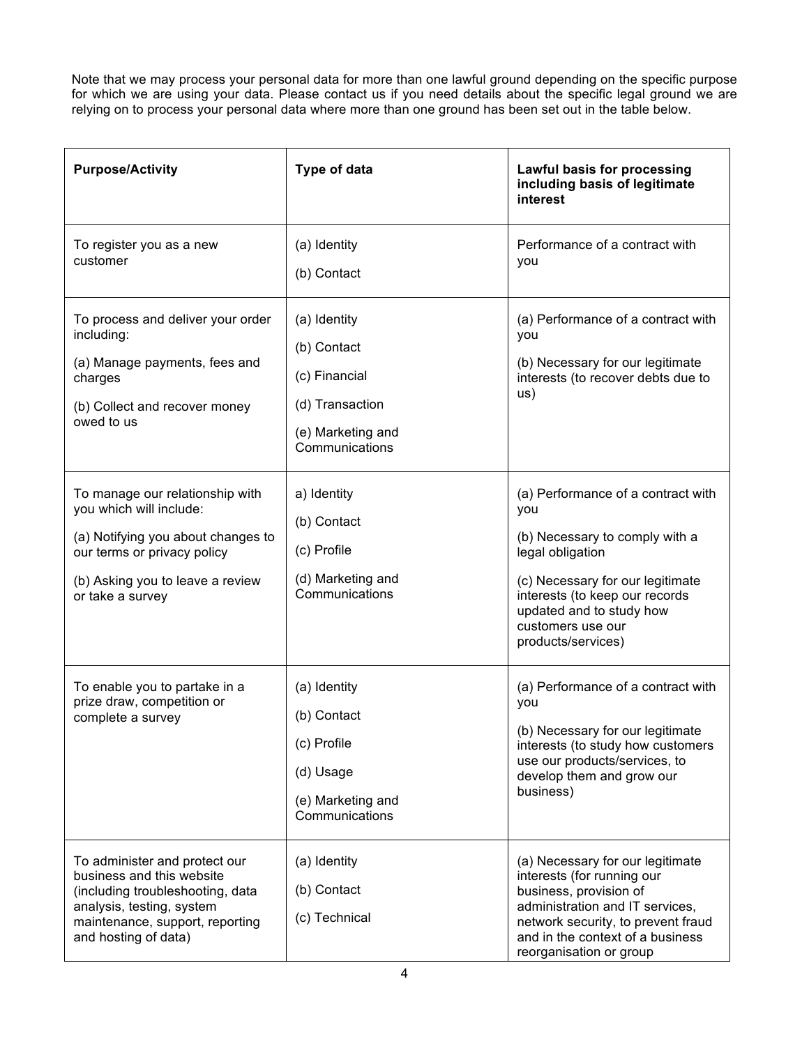Note that we may process your personal data for more than one lawful ground depending on the specific purpose for which we are using your data. Please contact us if you need details about the specific legal ground we are relying on to process your personal data where more than one ground has been set out in the table below.

| **Purpose/Activity** | **Type of data** | **Lawful basis for processing including basis of legitimate interest** |
|---|---|---|
| To register you as a new customer | (a) Identity<br>(b) Contact | Performance of a contract with you |
| To process and deliver your order including:<br>(a) Manage payments, fees and charges<br>(b) Collect and recover money owed to us | (a) Identity<br>(b) Contact<br>(c) Financial<br>(d) Transaction<br>(e) Marketing and Communications | (a) Performance of a contract with you<br>(b) Necessary for our legitimate interests (to recover debts due to us) |
| To manage our relationship with you which will include:<br>(a) Notifying you about changes to our terms or privacy policy<br>(b) Asking you to leave a review or take a survey | a) Identity<br>(b) Contact<br>(c) Profile<br>(d) Marketing and Communications | (a) Performance of a contract with you<br>(b) Necessary to comply with a legal obligation<br>(c) Necessary for our legitimate interests (to keep our records updated and to study how customers use our products/services) |
| To enable you to partake in a prize draw, competition or complete a survey | (a) Identity<br>(b) Contact<br>(c) Profile<br>(d) Usage<br>(e) Marketing and Communications | (a) Performance of a contract with you<br>(b) Necessary for our legitimate interests (to study how customers use our products/services, to develop them and grow our business) |
| To administer and protect our business and this website (including troubleshooting, data analysis, testing, system maintenance, support, reporting and hosting of data) | (a) Identity<br>(b) Contact<br>(c) Technical | (a) Necessary for our legitimate interests (for running our business, provision of administration and IT services, network security, to prevent fraud and in the context of a business reorganisation or group |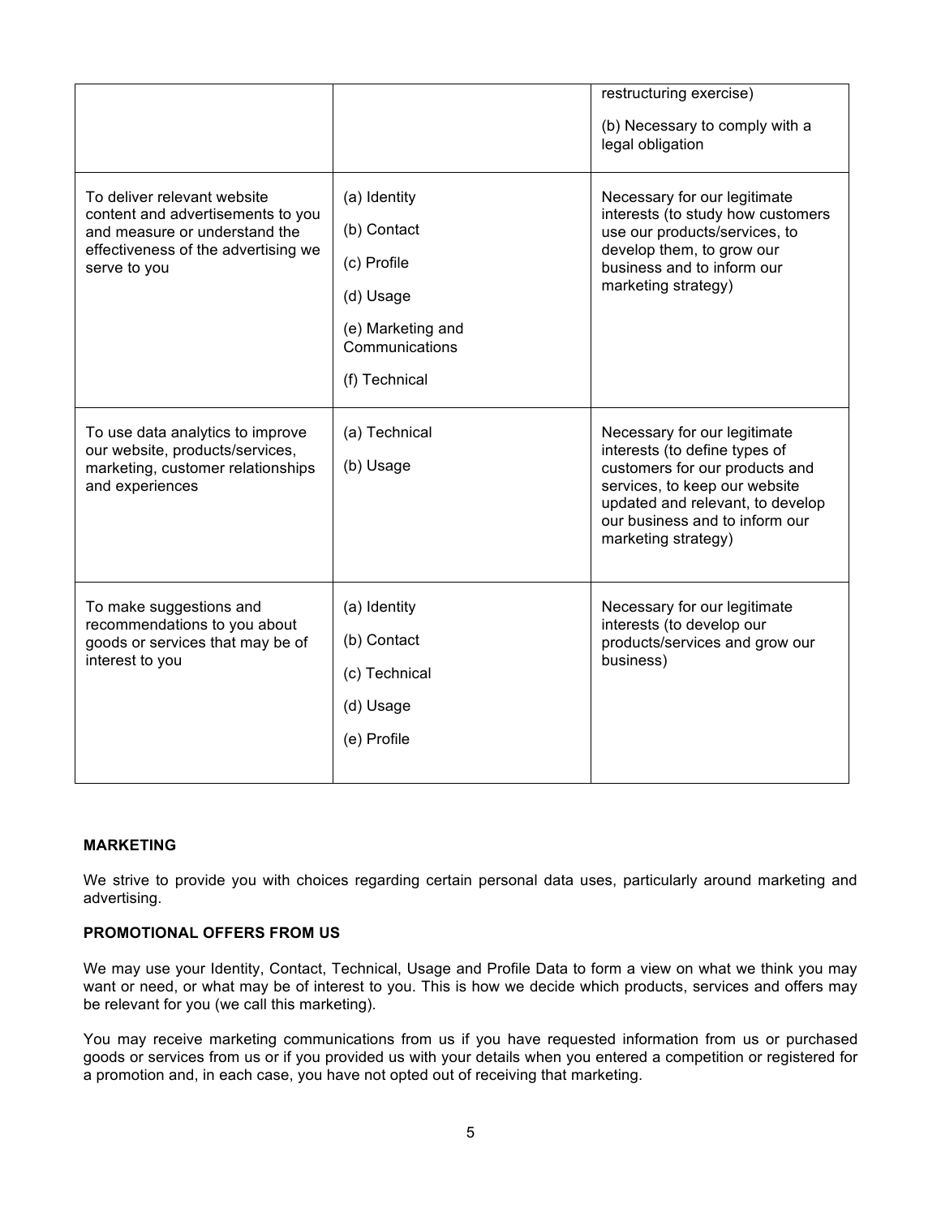| | | |
|---|---|---|
| | | restructuring exercise)<br><br>(b) Necessary to comply with a legal obligation |
| To deliver relevant website content and advertisements to you and measure or understand the effectiveness of the advertising we serve to you | (a) Identity<br><br>(b) Contact<br><br>(c) Profile<br><br>(d) Usage<br><br>(e) Marketing and Communications<br><br>(f) Technical | Necessary for our legitimate interests (to study how customers use our products/services, to develop them, to grow our business and to inform our marketing strategy) |
| To use data analytics to improve our website, products/services, marketing, customer relationships and experiences | (a) Technical<br><br>(b) Usage | Necessary for our legitimate interests (to define types of customers for our products and services, to keep our website updated and relevant, to develop our business and to inform our marketing strategy) |
| To make suggestions and recommendations to you about goods or services that may be of interest to you | (a) Identity<br><br>(b) Contact<br><br>(c) Technical<br><br>(d) Usage<br><br>(e) Profile | Necessary for our legitimate interests (to develop our products/services and grow our business) |

**MARKETING**

We strive to provide you with choices regarding certain personal data uses, particularly around marketing and advertising.

**PROMOTIONAL OFFERS FROM US**

We may use your Identity, Contact, Technical, Usage and Profile Data to form a view on what we think you may want or need, or what may be of interest to you. This is how we decide which products, services and offers may be relevant for you (we call this marketing).

You may receive marketing communications from us if you have requested information from us or purchased goods or services from us or if you provided us with your details when you entered a competition or registered for a promotion and, in each case, you have not opted out of receiving that marketing.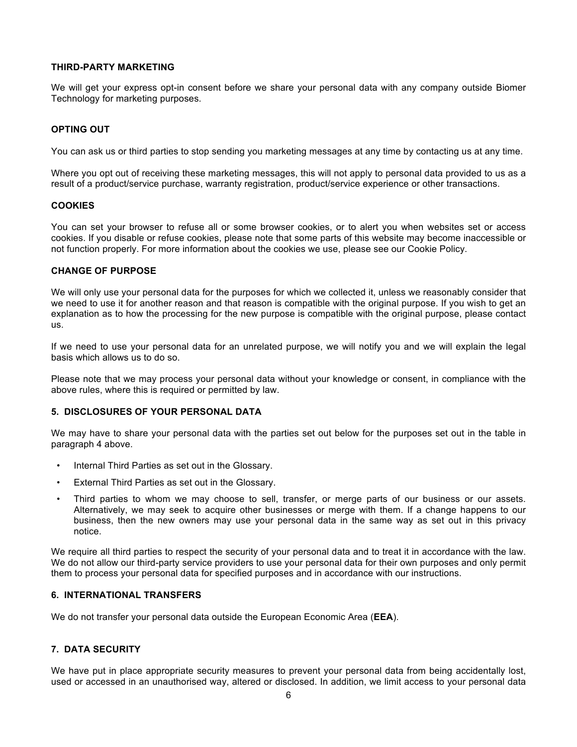### THIRD-PARTY MARKETING

We will get your express opt-in consent before we share your personal data with any company outside Biomer Technology for marketing purposes.

### OPTING OUT

You can ask us or third parties to stop sending you marketing messages at any time by contacting us at any time.

Where you opt out of receiving these marketing messages, this will not apply to personal data provided to us as a result of a product/service purchase, warranty registration, product/service experience or other transactions.

### COOKIES

You can set your browser to refuse all or some browser cookies, or to alert you when websites set or access cookies. If you disable or refuse cookies, please note that some parts of this website may become inaccessible or not function properly. For more information about the cookies we use, please see our Cookie Policy.

### CHANGE OF PURPOSE

We will only use your personal data for the purposes for which we collected it, unless we reasonably consider that we need to use it for another reason and that reason is compatible with the original purpose. If you wish to get an explanation as to how the processing for the new purpose is compatible with the original purpose, please contact us.

If we need to use your personal data for an unrelated purpose, we will notify you and we will explain the legal basis which allows us to do so.

Please note that we may process your personal data without your knowledge or consent, in compliance with the above rules, where this is required or permitted by law.

## 5. DISCLOSURES OF YOUR PERSONAL DATA

We may have to share your personal data with the parties set out below for the purposes set out in the table in paragraph 4 above.

- Internal Third Parties as set out in the Glossary.
- External Third Parties as set out in the Glossary.
- Third parties to whom we may choose to sell, transfer, or merge parts of our business or our assets. Alternatively, we may seek to acquire other businesses or merge with them. If a change happens to our business, then the new owners may use your personal data in the same way as set out in this privacy notice.

We require all third parties to respect the security of your personal data and to treat it in accordance with the law. We do not allow our third-party service providers to use your personal data for their own purposes and only permit them to process your personal data for specified purposes and in accordance with our instructions.

## 6. INTERNATIONAL TRANSFERS

We do not transfer your personal data outside the European Economic Area (**EEA**).

## 7. DATA SECURITY

We have put in place appropriate security measures to prevent your personal data from being accidentally lost, used or accessed in an unauthorised way, altered or disclosed. In addition, we limit access to your personal data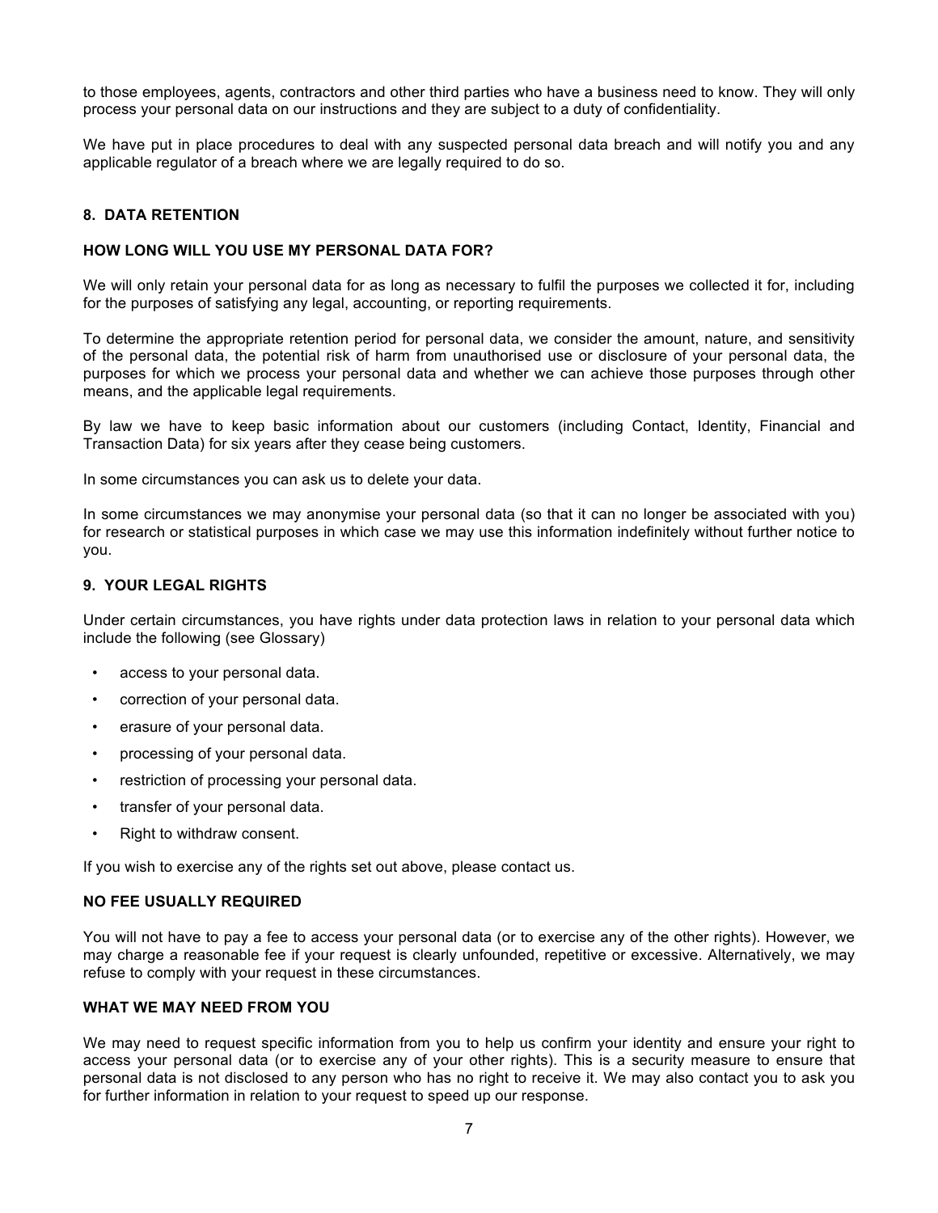to those employees, agents, contractors and other third parties who have a business need to know. They will only process your personal data on our instructions and they are subject to a duty of confidentiality.

We have put in place procedures to deal with any suspected personal data breach and will notify you and any applicable regulator of a breach where we are legally required to do so.

## 8. DATA RETENTION

### HOW LONG WILL YOU USE MY PERSONAL DATA FOR?

We will only retain your personal data for as long as necessary to fulfil the purposes we collected it for, including for the purposes of satisfying any legal, accounting, or reporting requirements.

To determine the appropriate retention period for personal data, we consider the amount, nature, and sensitivity of the personal data, the potential risk of harm from unauthorised use or disclosure of your personal data, the purposes for which we process your personal data and whether we can achieve those purposes through other means, and the applicable legal requirements.

By law we have to keep basic information about our customers (including Contact, Identity, Financial and Transaction Data) for six years after they cease being customers.

In some circumstances you can ask us to delete your data.

In some circumstances we may anonymise your personal data (so that it can no longer be associated with you) for research or statistical purposes in which case we may use this information indefinitely without further notice to you.

## 9. YOUR LEGAL RIGHTS

Under certain circumstances, you have rights under data protection laws in relation to your personal data which include the following (see Glossary)

- access to your personal data.
- correction of your personal data.
- erasure of your personal data.
- processing of your personal data.
- restriction of processing your personal data.
- transfer of your personal data.
- Right to withdraw consent.

If you wish to exercise any of the rights set out above, please contact us.

### NO FEE USUALLY REQUIRED

You will not have to pay a fee to access your personal data (or to exercise any of the other rights). However, we may charge a reasonable fee if your request is clearly unfounded, repetitive or excessive. Alternatively, we may refuse to comply with your request in these circumstances.

### WHAT WE MAY NEED FROM YOU

We may need to request specific information from you to help us confirm your identity and ensure your right to access your personal data (or to exercise any of your other rights). This is a security measure to ensure that personal data is not disclosed to any person who has no right to receive it. We may also contact you to ask you for further information in relation to your request to speed up our response.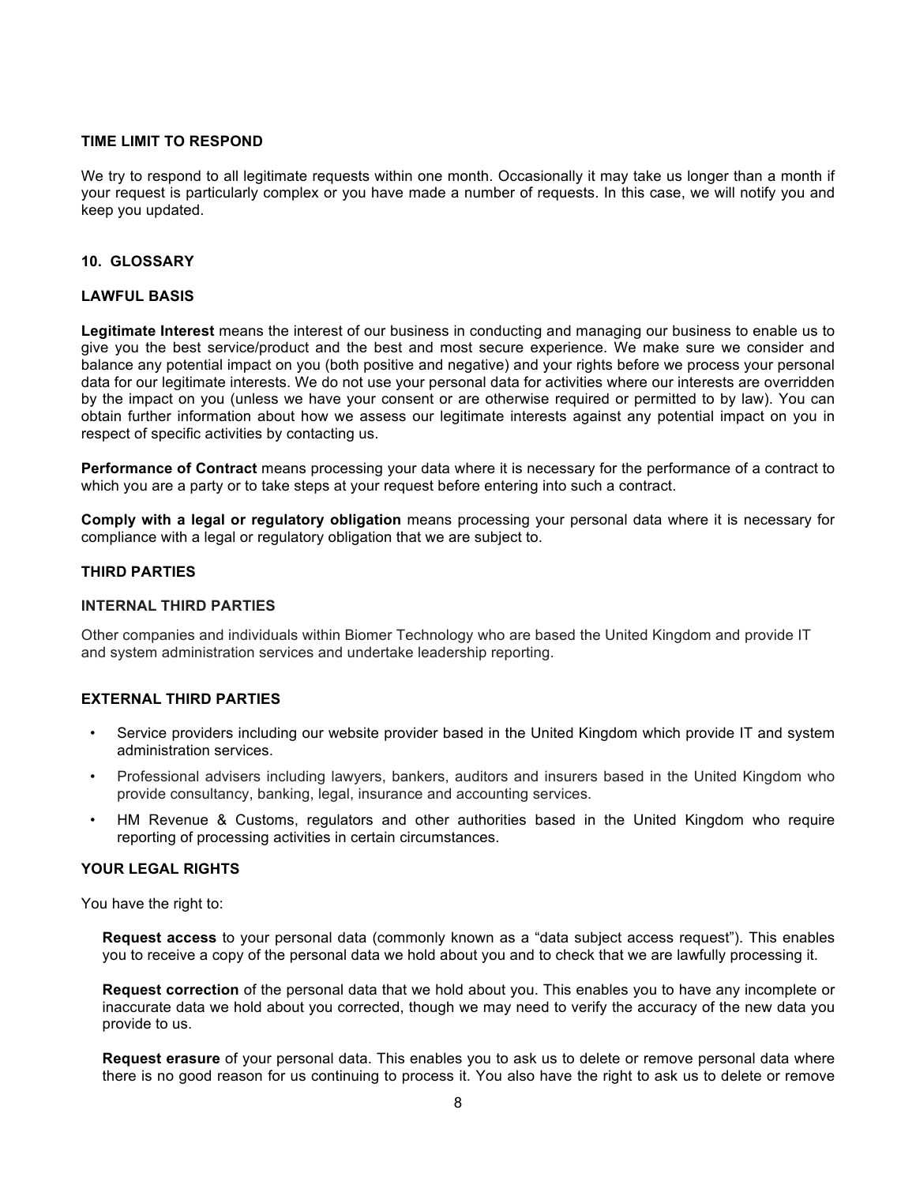**TIME LIMIT TO RESPOND**

We try to respond to all legitimate requests within one month. Occasionally it may take us longer than a month if your request is particularly complex or you have made a number of requests. In this case, we will notify you and keep you updated.

## 10. GLOSSARY

**LAWFUL BASIS**

**Legitimate Interest** means the interest of our business in conducting and managing our business to enable us to give you the best service/product and the best and most secure experience. We make sure we consider and balance any potential impact on you (both positive and negative) and your rights before we process your personal data for our legitimate interests. We do not use your personal data for activities where our interests are overridden by the impact on you (unless we have your consent or are otherwise required or permitted to by law). You can obtain further information about how we assess our legitimate interests against any potential impact on you in respect of specific activities by contacting us.

**Performance of Contract** means processing your data where it is necessary for the performance of a contract to which you are a party or to take steps at your request before entering into such a contract.

**Comply with a legal or regulatory obligation** means processing your personal data where it is necessary for compliance with a legal or regulatory obligation that we are subject to.

**THIRD PARTIES**

**INTERNAL THIRD PARTIES**

Other companies and individuals within Biomer Technology who are based the United Kingdom and provide IT and system administration services and undertake leadership reporting.

**EXTERNAL THIRD PARTIES**

- Service providers including our website provider based in the United Kingdom which provide IT and system administration services.
- Professional advisers including lawyers, bankers, auditors and insurers based in the United Kingdom who provide consultancy, banking, legal, insurance and accounting services.
- HM Revenue & Customs, regulators and other authorities based in the United Kingdom who require reporting of processing activities in certain circumstances.

**YOUR LEGAL RIGHTS**

You have the right to:

**Request access** to your personal data (commonly known as a "data subject access request"). This enables you to receive a copy of the personal data we hold about you and to check that we are lawfully processing it.

**Request correction** of the personal data that we hold about you. This enables you to have any incomplete or inaccurate data we hold about you corrected, though we may need to verify the accuracy of the new data you provide to us.

**Request erasure** of your personal data. This enables you to ask us to delete or remove personal data where there is no good reason for us continuing to process it. You also have the right to ask us to delete or remove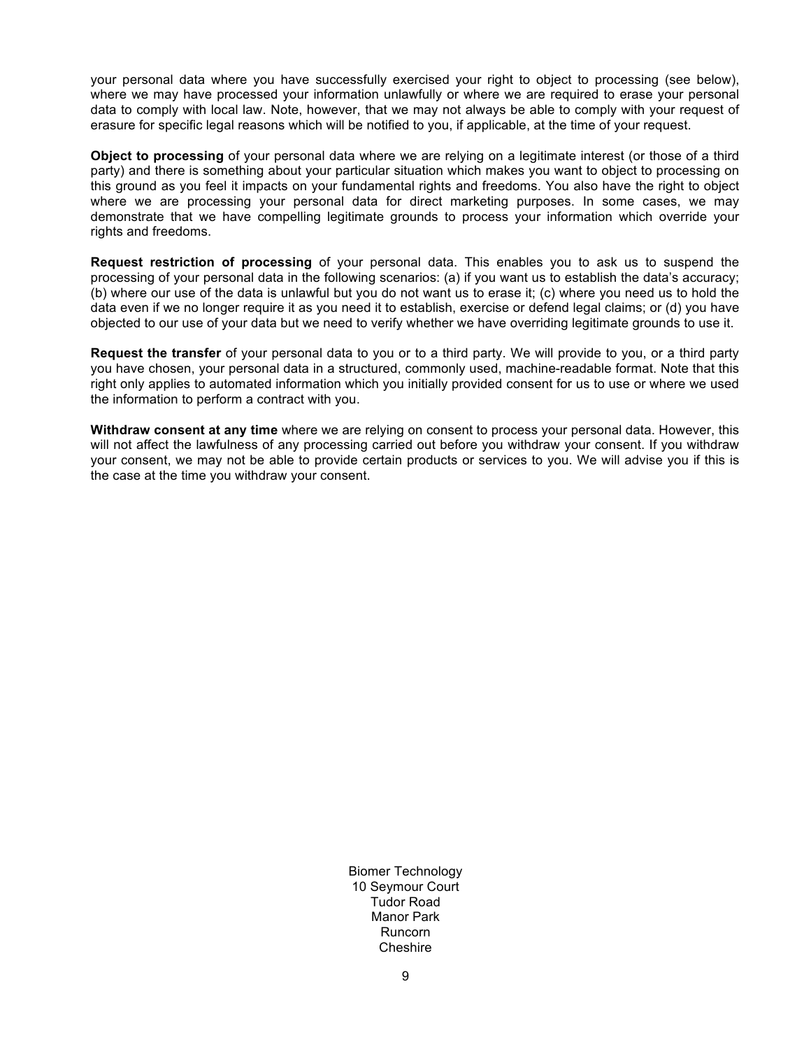your personal data where you have successfully exercised your right to object to processing (see below), where we may have processed your information unlawfully or where we are required to erase your personal data to comply with local law. Note, however, that we may not always be able to comply with your request of erasure for specific legal reasons which will be notified to you, if applicable, at the time of your request.

**Object to processing** of your personal data where we are relying on a legitimate interest (or those of a third party) and there is something about your particular situation which makes you want to object to processing on this ground as you feel it impacts on your fundamental rights and freedoms. You also have the right to object where we are processing your personal data for direct marketing purposes. In some cases, we may demonstrate that we have compelling legitimate grounds to process your information which override your rights and freedoms.

**Request restriction of processing** of your personal data. This enables you to ask us to suspend the processing of your personal data in the following scenarios: (a) if you want us to establish the data's accuracy; (b) where our use of the data is unlawful but you do not want us to erase it; (c) where you need us to hold the data even if we no longer require it as you need it to establish, exercise or defend legal claims; or (d) you have objected to our use of your data but we need to verify whether we have overriding legitimate grounds to use it.

**Request the transfer** of your personal data to you or to a third party. We will provide to you, or a third party you have chosen, your personal data in a structured, commonly used, machine-readable format. Note that this right only applies to automated information which you initially provided consent for us to use or where we used the information to perform a contract with you.

**Withdraw consent at any time** where we are relying on consent to process your personal data. However, this will not affect the lawfulness of any processing carried out before you withdraw your consent. If you withdraw your consent, we may not be able to provide certain products or services to you. We will advise you if this is the case at the time you withdraw your consent.

Biomer Technology
10 Seymour Court
Tudor Road
Manor Park
Runcorn
Cheshire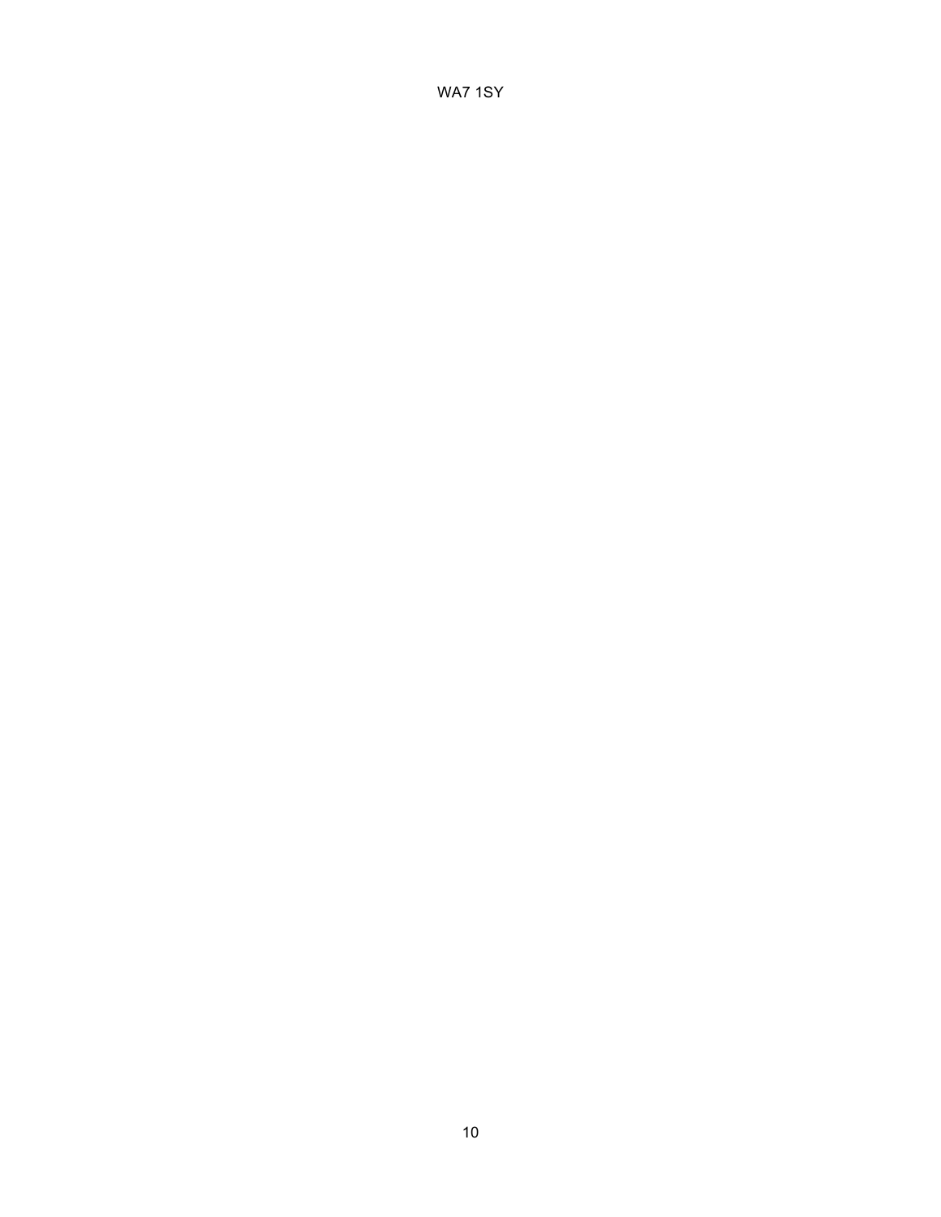WA7 1SY